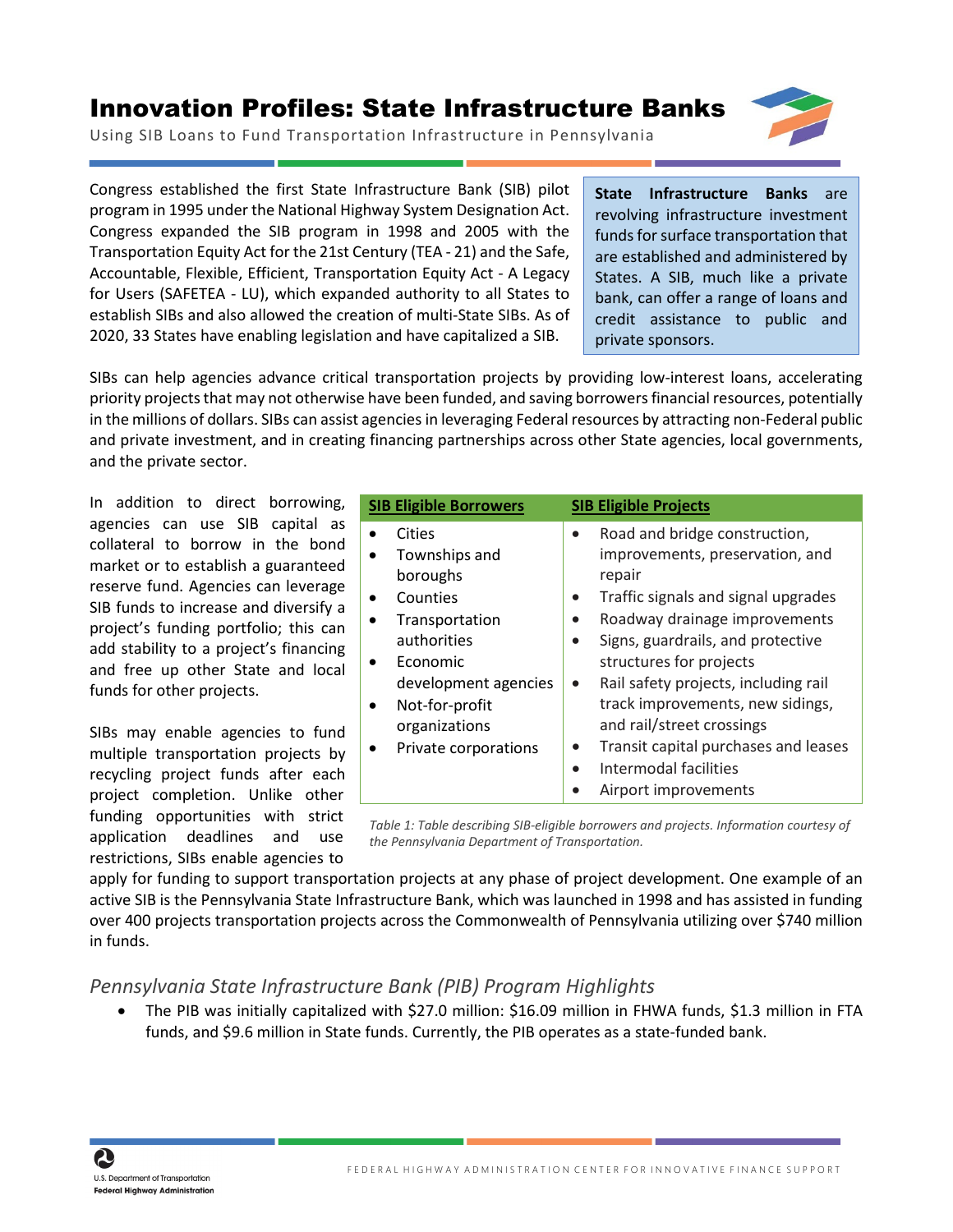# Innovation Profiles: State Infrastructure Banks

Using SIB Loans to Fund Transportation Infrastructure in Pennsylvania

Congress established the first State Infrastructure Bank (SIB) pilot program in 1995 under the National Highway System Designation Act. Congress expanded the SIB program in 1998 and 2005 with the Transportation Equity Act for the 21st Century (TEA - 21) and the Safe, Accountable, Flexible, Efficient, Transportation Equity Act - A Legacy for Users (SAFETEA - LU), which expanded authority to all States to establish SIBs and also allowed the creation of multi-State SIBs. As of 2020, 33 States have enabling legislation and have capitalized a SIB.

**State Infrastructure Banks** are revolving infrastructure investment funds for surface transportation that are established and administered by States. A SIB, much like a private bank, can offer a range of loans and credit assistance to public and private sponsors.

SIBs can help agencies advance critical transportation projects by providing low-interest loans, accelerating priority projects that may not otherwise have been funded, and saving borrowers financial resources, potentially in the millions of dollars. SIBs can assist agencies in leveraging Federal resources by attracting non-Federal public and private investment, and in creating financing partnerships across other State agencies, local governments, and the private sector.

In addition to direct borrowing, agencies can use SIB capital as collateral to borrow in the bond market or to establish a guaranteed reserve fund. Agencies can leverage SIB funds to increase and diversify a project's funding portfolio; this can add stability to a project's financing and free up other State and local funds for other projects.

| SIB Eligible Borrowers | SIB Eligible Projects |
|---|---|
| • Cities<br>• Townships and boroughs<br>• Counties<br>• Transportation authorities<br>• Economic development agencies<br>• Not-for-profit organizations<br>• Private corporations | • Road and bridge construction, improvements, preservation, and repair<br>• Traffic signals and signal upgrades<br>• Roadway drainage improvements<br>• Signs, guardrails, and protective structures for projects<br>• Rail safety projects, including rail track improvements, new sidings, and rail/street crossings<br>• Transit capital purchases and leases<br>• Intermodal facilities<br>• Airport improvements |

*Table 1: Table describing SIB-eligible borrowers and projects. Information courtesy of the Pennsylvania Department of Transportation.*

SIBs may enable agencies to fund multiple transportation projects by recycling project funds after each project completion. Unlike other funding opportunities with strict application deadlines and use restrictions, SIBs enable agencies to apply for funding to support transportation projects at any phase of project development. One example of an active SIB is the Pennsylvania State Infrastructure Bank, which was launched in 1998 and has assisted in funding over 400 projects transportation projects across the Commonwealth of Pennsylvania utilizing over $740 million in funds.

## *Pennsylvania State Infrastructure Bank (PIB) Program Highlights*

- The PIB was initially capitalized with $27.0 million: $16.09 million in FHWA funds, $1.3 million in FTA funds, and $9.6 million in State funds. Currently, the PIB operates as a state-funded bank.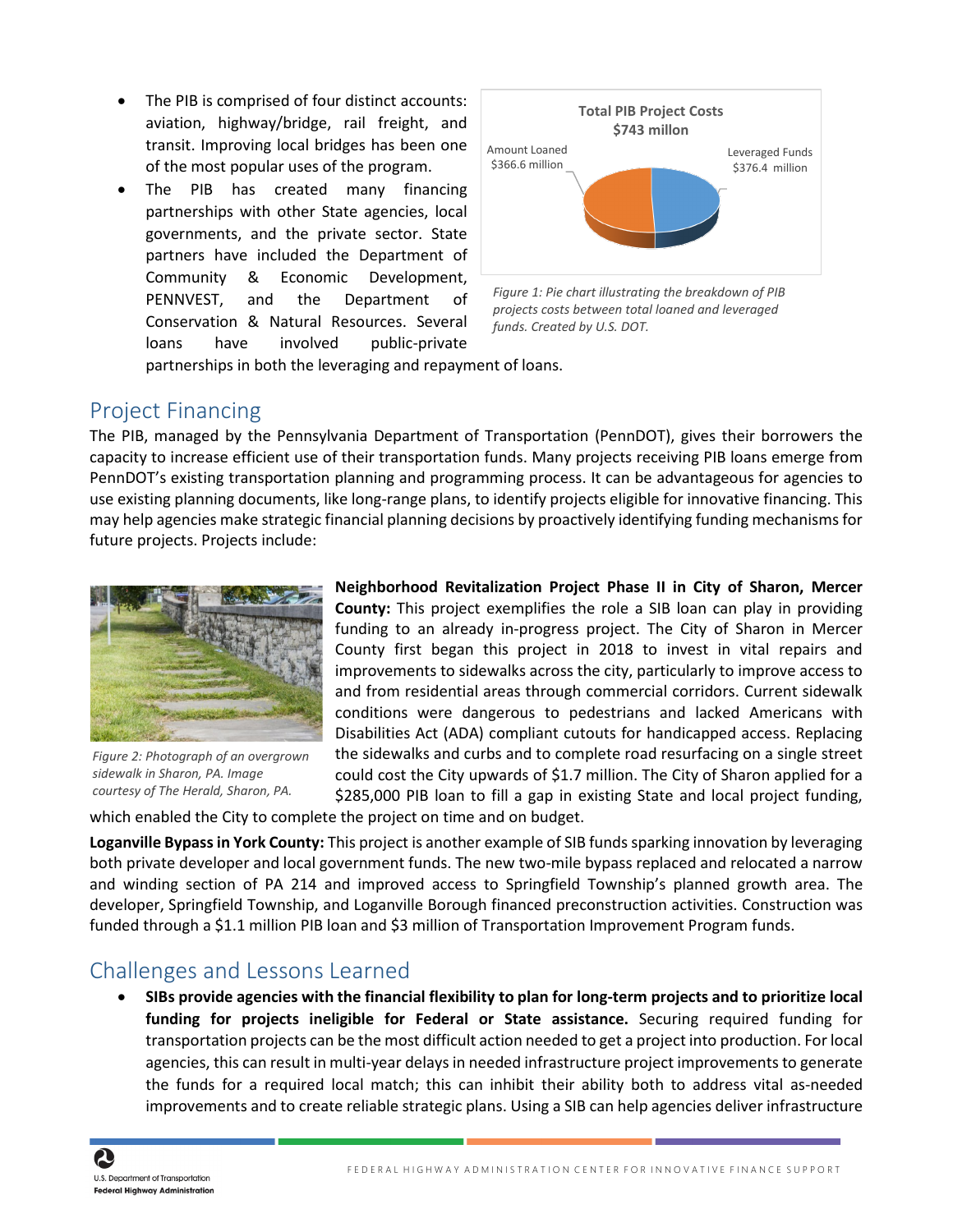- The PIB is comprised of four distinct accounts: aviation, highway/bridge, rail freight, and transit. Improving local bridges has been one of the most popular uses of the program.
- The PIB has created many financing partnerships with other State agencies, local governments, and the private sector. State partners have included the Department of Community & Economic Development, PENNVEST, and the Department of Conservation & Natural Resources. Several loans have involved public-private partnerships in both the leveraging and repayment of loans.

Total PIB Project Costs $743 millon

Amount Loaned $366.6 million

Leveraged Funds $376.4 million

*Figure 1: Pie chart illustrating the breakdown of PIB projects costs between total loaned and leveraged funds. Created by U.S. DOT.*

## Project Financing

The PIB, managed by the Pennsylvania Department of Transportation (PennDOT), gives their borrowers the capacity to increase efficient use of their transportation funds. Many projects receiving PIB loans emerge from PennDOT's existing transportation planning and programming process. It can be advantageous for agencies to use existing planning documents, like long-range plans, to identify projects eligible for innovative financing. This may help agencies make strategic financial planning decisions by proactively identifying funding mechanisms for future projects. Projects include:

*Figure 2: Photograph of an overgrown sidewalk in Sharon, PA. Image courtesy of The Herald, Sharon, PA.*

**Neighborhood Revitalization Project Phase II in City of Sharon, Mercer County:** This project exemplifies the role a SIB loan can play in providing funding to an already in-progress project. The City of Sharon in Mercer County first began this project in 2018 to invest in vital repairs and improvements to sidewalks across the city, particularly to improve access to and from residential areas through commercial corridors. Current sidewalk conditions were dangerous to pedestrians and lacked Americans with Disabilities Act (ADA) compliant cutouts for handicapped access. Replacing the sidewalks and curbs and to complete road resurfacing on a single street could cost the City upwards of $1.7 million. The City of Sharon applied for a $285,000 PIB loan to fill a gap in existing State and local project funding, which enabled the City to complete the project on time and on budget.

**Loganville Bypass in York County:** This project is another example of SIB funds sparking innovation by leveraging both private developer and local government funds. The new two-mile bypass replaced and relocated a narrow and winding section of PA 214 and improved access to Springfield Township's planned growth area. The developer, Springfield Township, and Loganville Borough financed preconstruction activities. Construction was funded through a $1.1 million PIB loan and $3 million of Transportation Improvement Program funds.

## Challenges and Lessons Learned

- **SIBs provide agencies with the financial flexibility to plan for long-term projects and to prioritize local funding for projects ineligible for Federal or State assistance.** Securing required funding for transportation projects can be the most difficult action needed to get a project into production. For local agencies, this can result in multi-year delays in needed infrastructure project improvements to generate the funds for a required local match; this can inhibit their ability both to address vital as-needed improvements and to create reliable strategic plans. Using a SIB can help agencies deliver infrastructure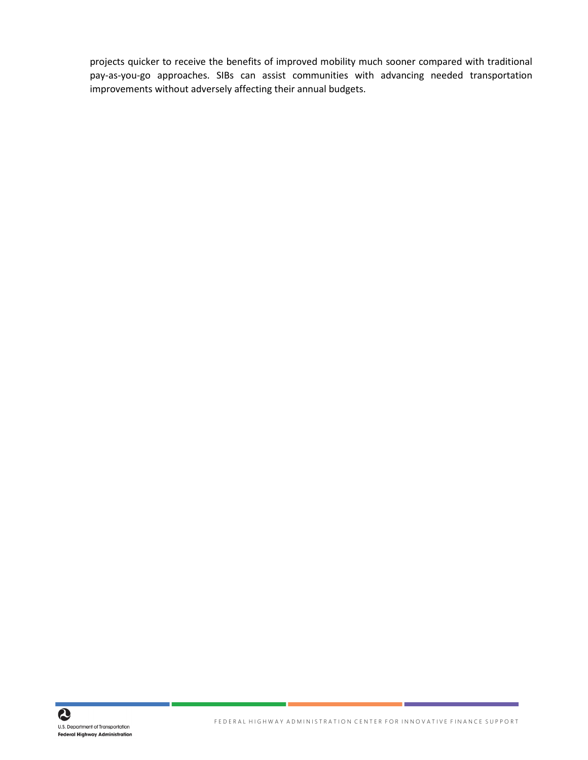projects quicker to receive the benefits of improved mobility much sooner compared with traditional pay-as-you-go approaches. SIBs can assist communities with advancing needed transportation improvements without adversely affecting their annual budgets.